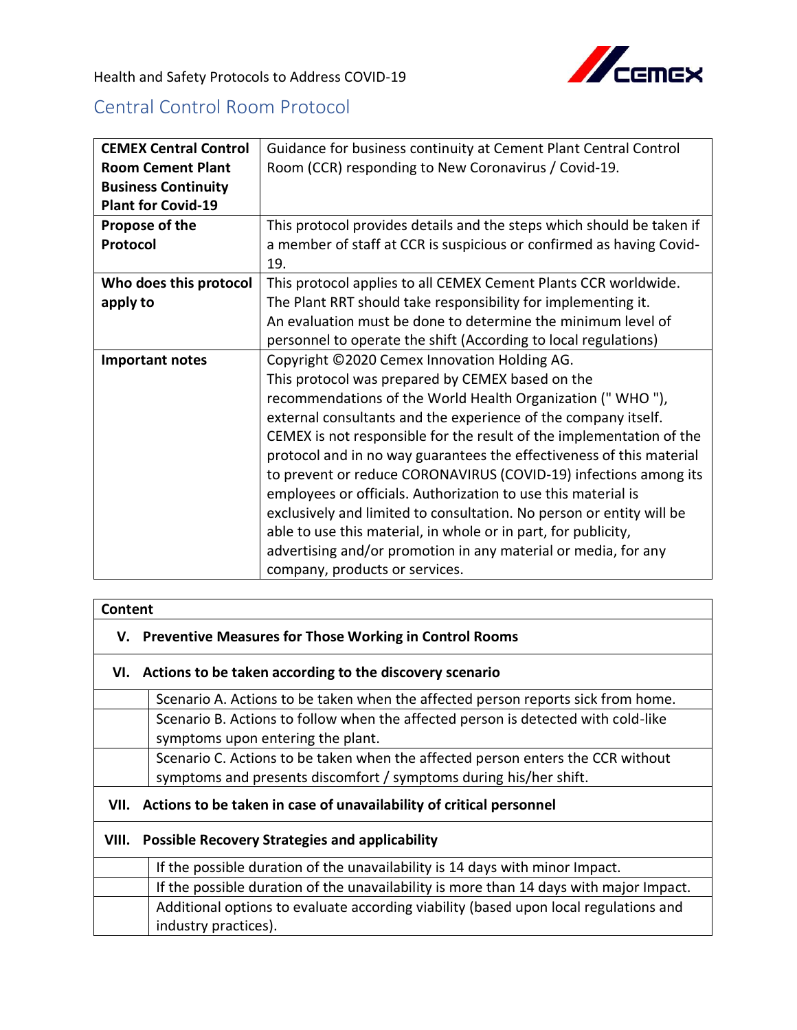Health and Safety Protocols to Address COVID-19

## Central Control Room Protocol

| | |
|---|---|
| **CEMEX Central Control Room Cement Plant Business Continuity Plant for Covid-19** | Guidance for business continuity at Cement Plant Central Control Room (CCR) responding to New Coronavirus / Covid-19. |
| **Propose of the Protocol** | This protocol provides details and the steps which should be taken if a member of staff at CCR is suspicious or confirmed as having Covid-19. |
| **Who does this protocol apply to** | This protocol applies to all CEMEX Cement Plants CCR worldwide. The Plant RRT should take responsibility for implementing it. An evaluation must be done to determine the minimum level of personnel to operate the shift (According to local regulations) |
| **Important notes** | Copyright ©2020 Cemex Innovation Holding AG. This protocol was prepared by CEMEX based on the recommendations of the World Health Organization (" WHO "), external consultants and the experience of the company itself. CEMEX is not responsible for the result of the implementation of the protocol and in no way guarantees the effectiveness of this material to prevent or reduce CORONAVIRUS (COVID-19) infections among its employees or officials. Authorization to use this material is exclusively and limited to consultation. No person or entity will be able to use this material, in whole or in part, for publicity, advertising and/or promotion in any material or media, for any company, products or services. |

| **Content** | |
|---|---|
| **V.** | **Preventive Measures for Those Working in Control Rooms** |
| **VI.** | **Actions to be taken according to the discovery scenario** |
| | Scenario A. Actions to be taken when the affected person reports sick from home. |
| | Scenario B. Actions to follow when the affected person is detected with cold-like symptoms upon entering the plant. |
| | Scenario C. Actions to be taken when the affected person enters the CCR without symptoms and presents discomfort / symptoms during his/her shift. |
| **VII.** | **Actions to be taken in case of unavailability of critical personnel** |
| **VIII.** | **Possible Recovery Strategies and applicability** |
| | If the possible duration of the unavailability is 14 days with minor Impact. |
| | If the possible duration of the unavailability is more than 14 days with major Impact. |
| | Additional options to evaluate according viability (based upon local regulations and industry practices). |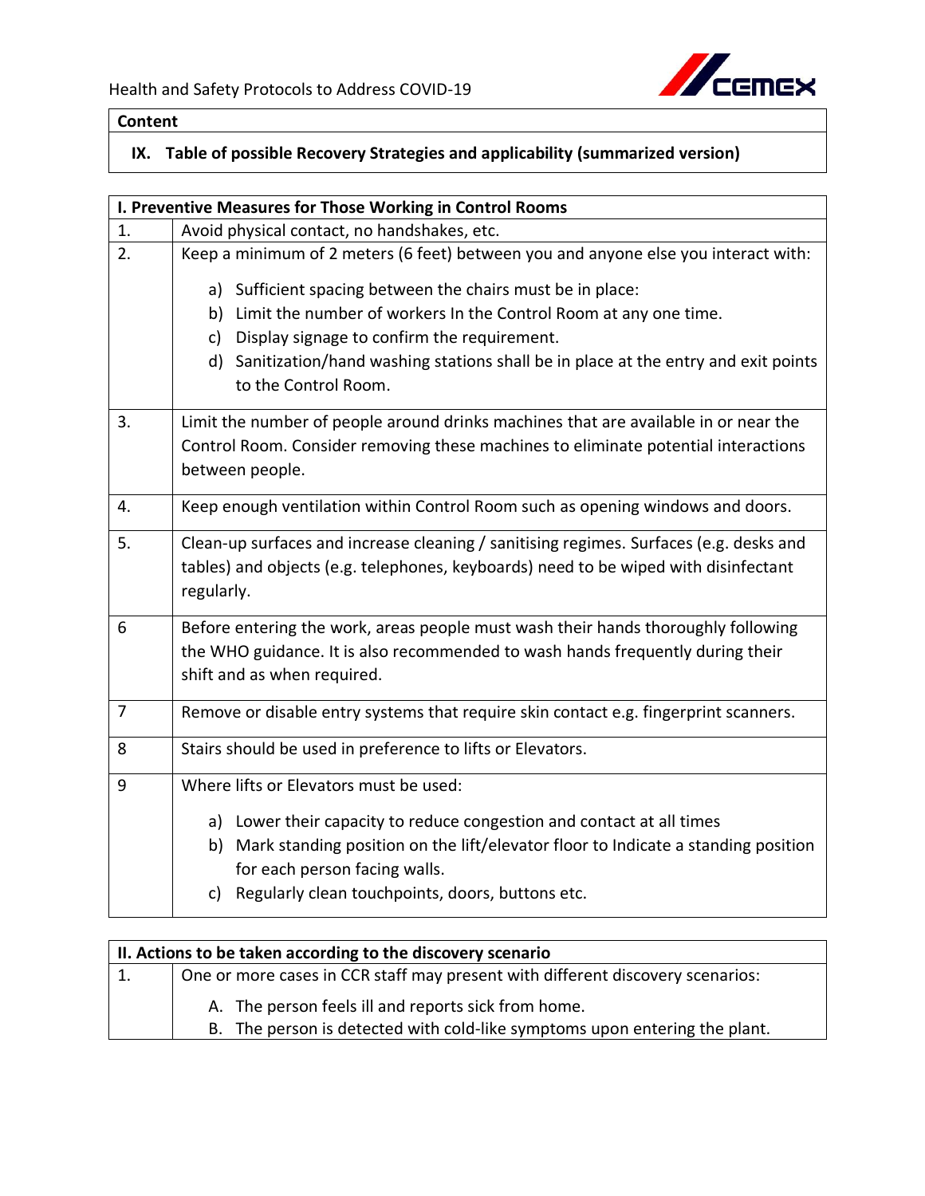| Content |
| --- |
| **IX. Table of possible Recovery Strategies and applicability (summarized version)** |

| I. Preventive Measures for Those Working in Control Rooms | |
| --- | --- |
| 1. | Avoid physical contact, no handshakes, etc. |
| 2. | Keep a minimum of 2 meters (6 feet) between you and anyone else you interact with:<br>a) Sufficient spacing between the chairs must be in place:<br>b) Limit the number of workers In the Control Room at any one time.<br>c) Display signage to confirm the requirement.<br>d) Sanitization/hand washing stations shall be in place at the entry and exit points to the Control Room. |
| 3. | Limit the number of people around drinks machines that are available in or near the Control Room. Consider removing these machines to eliminate potential interactions between people. |
| 4. | Keep enough ventilation within Control Room such as opening windows and doors. |
| 5. | Clean-up surfaces and increase cleaning / sanitising regimes. Surfaces (e.g. desks and tables) and objects (e.g. telephones, keyboards) need to be wiped with disinfectant regularly. |
| 6 | Before entering the work, areas people must wash their hands thoroughly following the WHO guidance. It is also recommended to wash hands frequently during their shift and as when required. |
| 7 | Remove or disable entry systems that require skin contact e.g. fingerprint scanners. |
| 8 | Stairs should be used in preference to lifts or Elevators. |
| 9 | Where lifts or Elevators must be used:<br>a) Lower their capacity to reduce congestion and contact at all times<br>b) Mark standing position on the lift/elevator floor to Indicate a standing position for each person facing walls.<br>c) Regularly clean touchpoints, doors, buttons etc. |

| II. Actions to be taken according to the discovery scenario | |
| --- | --- |
| 1. | One or more cases in CCR staff may present with different discovery scenarios:<br>A. The person feels ill and reports sick from home.<br>B. The person is detected with cold-like symptoms upon entering the plant. |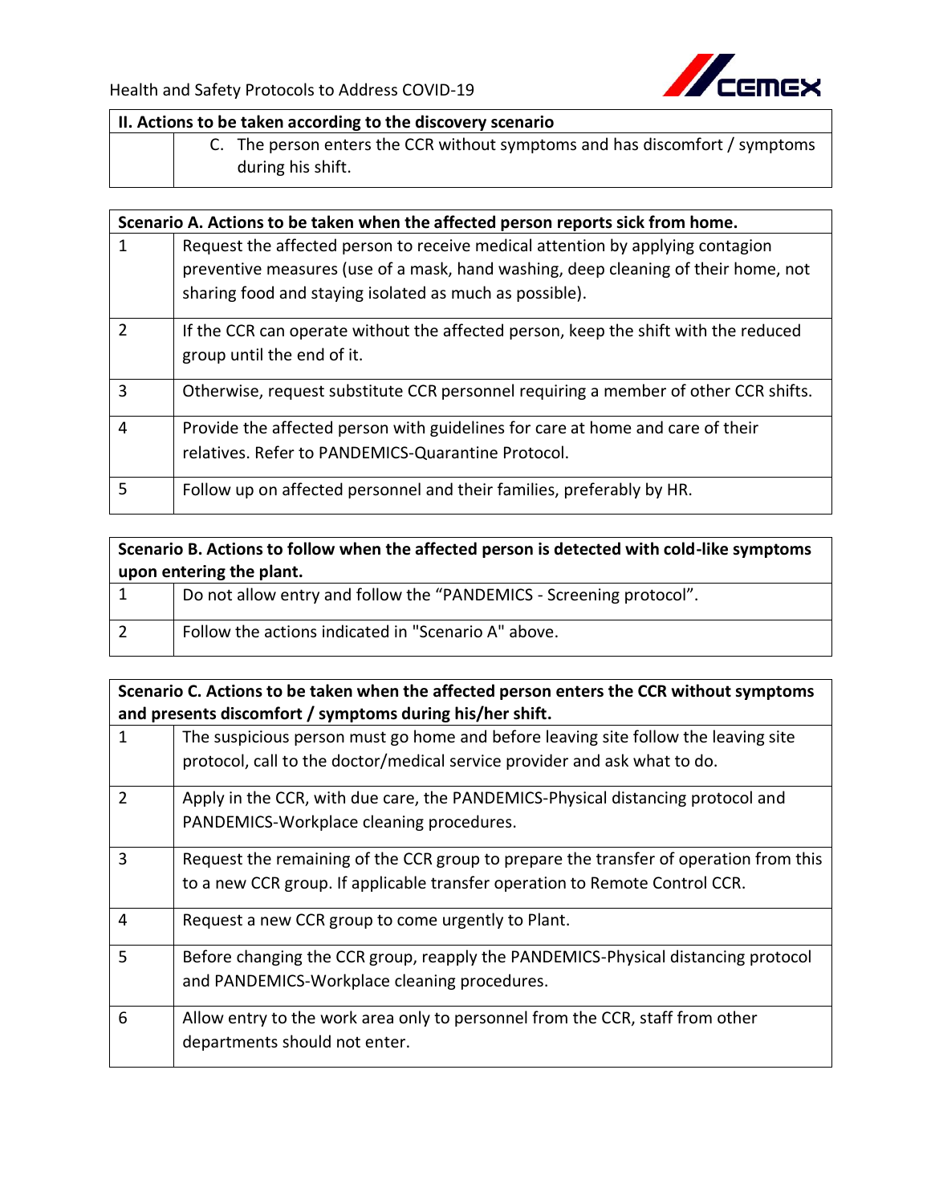| II. Actions to be taken according to the discovery scenario | |
|---|---|
| | C. The person enters the CCR without symptoms and has discomfort / symptoms during his shift. |

| Scenario A. Actions to be taken when the affected person reports sick from home. | |
|---|---|
| 1 | Request the affected person to receive medical attention by applying contagion preventive measures (use of a mask, hand washing, deep cleaning of their home, not sharing food and staying isolated as much as possible). |
| 2 | If the CCR can operate without the affected person, keep the shift with the reduced group until the end of it. |
| 3 | Otherwise, request substitute CCR personnel requiring a member of other CCR shifts. |
| 4 | Provide the affected person with guidelines for care at home and care of their relatives. Refer to PANDEMICS-Quarantine Protocol. |
| 5 | Follow up on affected personnel and their families, preferably by HR. |

| Scenario B. Actions to follow when the affected person is detected with cold-like symptoms upon entering the plant. | |
|---|---|
| 1 | Do not allow entry and follow the "PANDEMICS - Screening protocol". |
| 2 | Follow the actions indicated in "Scenario A" above. |

| Scenario C. Actions to be taken when the affected person enters the CCR without symptoms and presents discomfort / symptoms during his/her shift. | |
|---|---|
| 1 | The suspicious person must go home and before leaving site follow the leaving site protocol, call to the doctor/medical service provider and ask what to do. |
| 2 | Apply in the CCR, with due care, the PANDEMICS-Physical distancing protocol and PANDEMICS-Workplace cleaning procedures. |
| 3 | Request the remaining of the CCR group to prepare the transfer of operation from this to a new CCR group. If applicable transfer operation to Remote Control CCR. |
| 4 | Request a new CCR group to come urgently to Plant. |
| 5 | Before changing the CCR group, reapply the PANDEMICS-Physical distancing protocol and PANDEMICS-Workplace cleaning procedures. |
| 6 | Allow entry to the work area only to personnel from the CCR, staff from other departments should not enter. |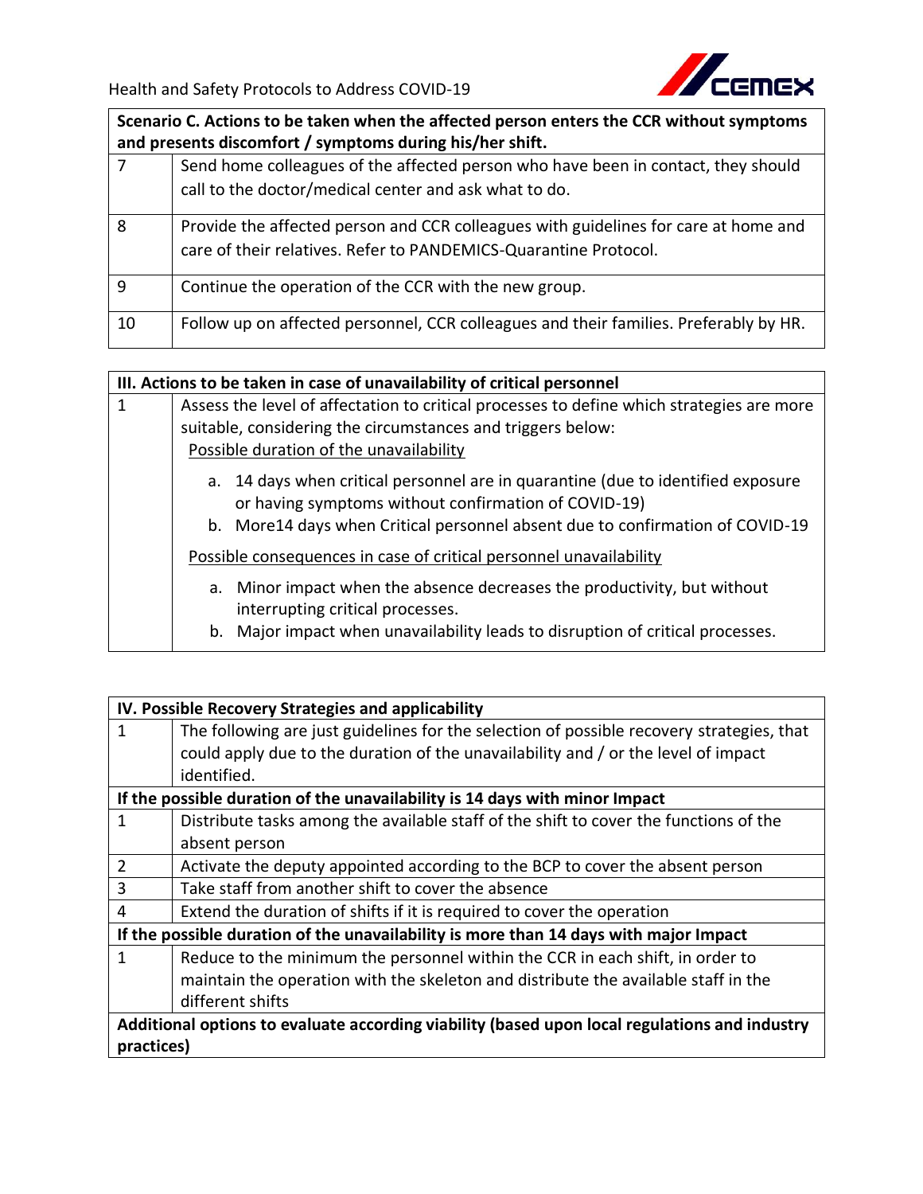| Scenario C. Actions to be taken when the affected person enters the CCR without symptoms and presents discomfort / symptoms during his/her shift. | |
|---|---|
| 7 | Send home colleagues of the affected person who have been in contact, they should call to the doctor/medical center and ask what to do. |
| 8 | Provide the affected person and CCR colleagues with guidelines for care at home and care of their relatives. Refer to PANDEMICS-Quarantine Protocol. |
| 9 | Continue the operation of the CCR with the new group. |
| 10 | Follow up on affected personnel, CCR colleagues and their families. Preferably by HR. |

| III. Actions to be taken in case of unavailability of critical personnel | |
|---|---|
| 1 | Assess the level of affectation to critical processes to define which strategies are more suitable, considering the circumstances and triggers below:<br>Possible duration of the unavailability<br>a. 14 days when critical personnel are in quarantine (due to identified exposure or having symptoms without confirmation of COVID-19)<br>b. More14 days when Critical personnel absent due to confirmation of COVID-19<br>Possible consequences in case of critical personnel unavailability<br>a. Minor impact when the absence decreases the productivity, but without interrupting critical processes.<br>b. Major impact when unavailability leads to disruption of critical processes. |

| IV. Possible Recovery Strategies and applicability | |
|---|---|
| 1 | The following are just guidelines for the selection of possible recovery strategies, that could apply due to the duration of the unavailability and / or the level of impact identified. |
| **If the possible duration of the unavailability is 14 days with minor Impact** | |
| 1 | Distribute tasks among the available staff of the shift to cover the functions of the absent person |
| 2 | Activate the deputy appointed according to the BCP to cover the absent person |
| 3 | Take staff from another shift to cover the absence |
| 4 | Extend the duration of shifts if it is required to cover the operation |
| **If the possible duration of the unavailability is more than 14 days with major Impact** | |
| 1 | Reduce to the minimum the personnel within the CCR in each shift, in order to maintain the operation with the skeleton and distribute the available staff in the different shifts |
| **Additional options to evaluate according viability (based upon local regulations and industry practices)** | |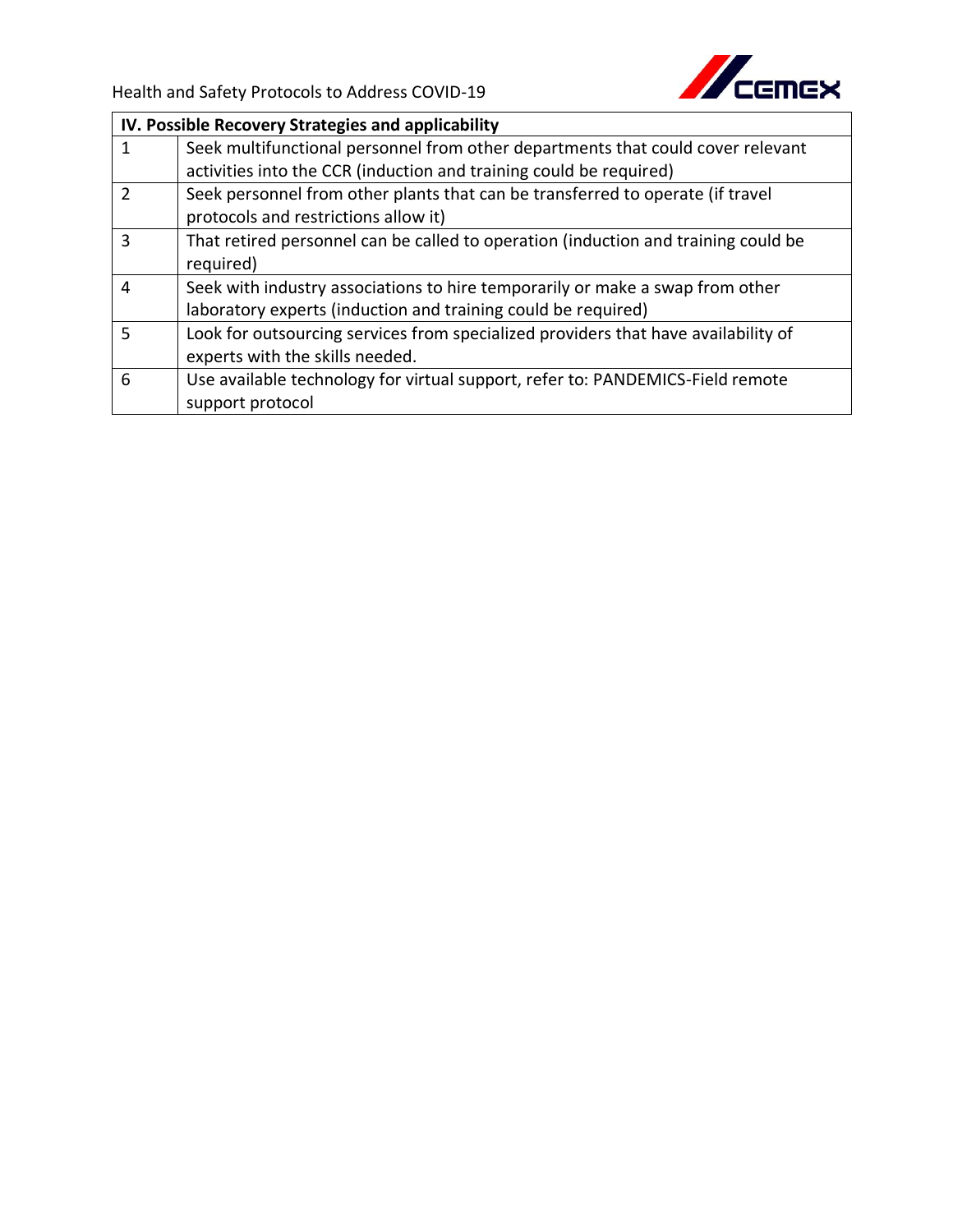| IV. Possible Recovery Strategies and applicability | |
|---|---|
| 1 | Seek multifunctional personnel from other departments that could cover relevant activities into the CCR (induction and training could be required) |
| 2 | Seek personnel from other plants that can be transferred to operate (if travel protocols and restrictions allow it) |
| 3 | That retired personnel can be called to operation (induction and training could be required) |
| 4 | Seek with industry associations to hire temporarily or make a swap from other laboratory experts (induction and training could be required) |
| 5 | Look for outsourcing services from specialized providers that have availability of experts with the skills needed. |
| 6 | Use available technology for virtual support, refer to: PANDEMICS-Field remote support protocol |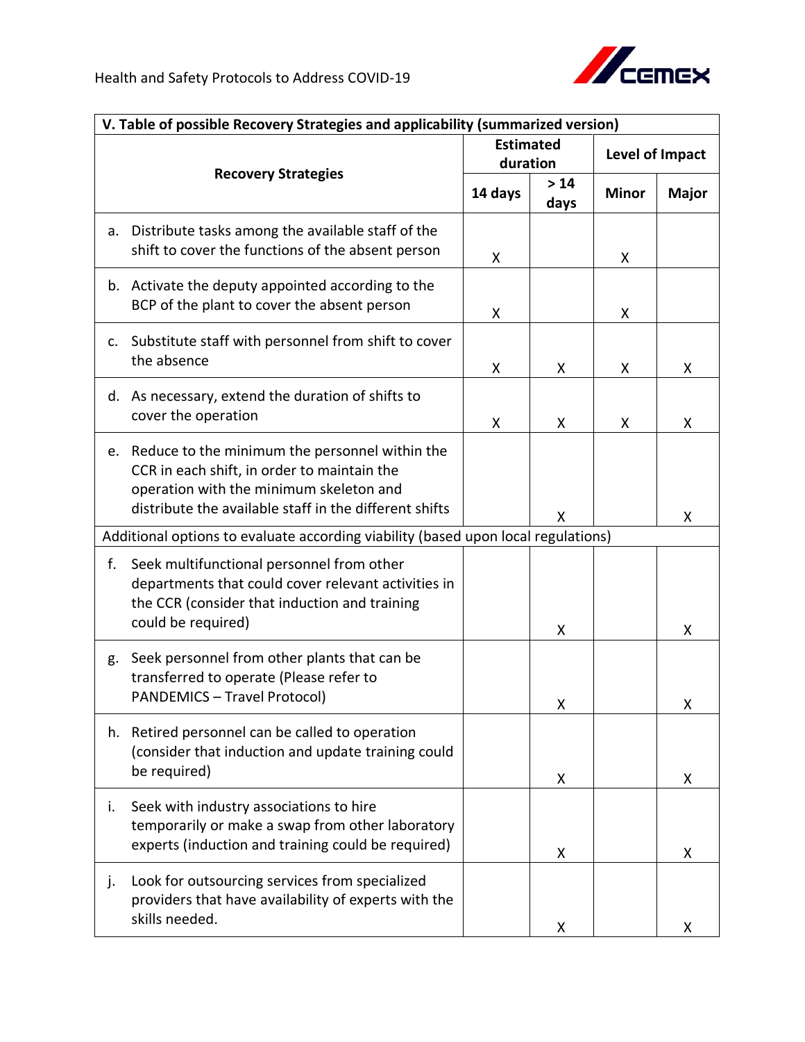| V. Table of possible Recovery Strategies and applicability (summarized version) | | | | |
|---|---|---|---|---|
| **Recovery Strategies** | **Estimated duration** | | **Level of Impact** | |
| | **14 days** | **> 14 days** | **Minor** | **Major** |
| a. Distribute tasks among the available staff of the shift to cover the functions of the absent person | X | | X | |
| b. Activate the deputy appointed according to the BCP of the plant to cover the absent person | X | | X | |
| c. Substitute staff with personnel from shift to cover the absence | X | X | X | X |
| d. As necessary, extend the duration of shifts to cover the operation | X | X | X | X |
| e. Reduce to the minimum the personnel within the CCR in each shift, in order to maintain the operation with the minimum skeleton and distribute the available staff in the different shifts | | X | | X |
| Additional options to evaluate according viability (based upon local regulations) | | | | |
| f. Seek multifunctional personnel from other departments that could cover relevant activities in the CCR (consider that induction and training could be required) | | X | | X |
| g. Seek personnel from other plants that can be transferred to operate (Please refer to PANDEMICS – Travel Protocol) | | X | | X |
| h. Retired personnel can be called to operation (consider that induction and update training could be required) | | X | | X |
| i. Seek with industry associations to hire temporarily or make a swap from other laboratory experts (induction and training could be required) | | X | | X |
| j. Look for outsourcing services from specialized providers that have availability of experts with the skills needed. | | X | | X |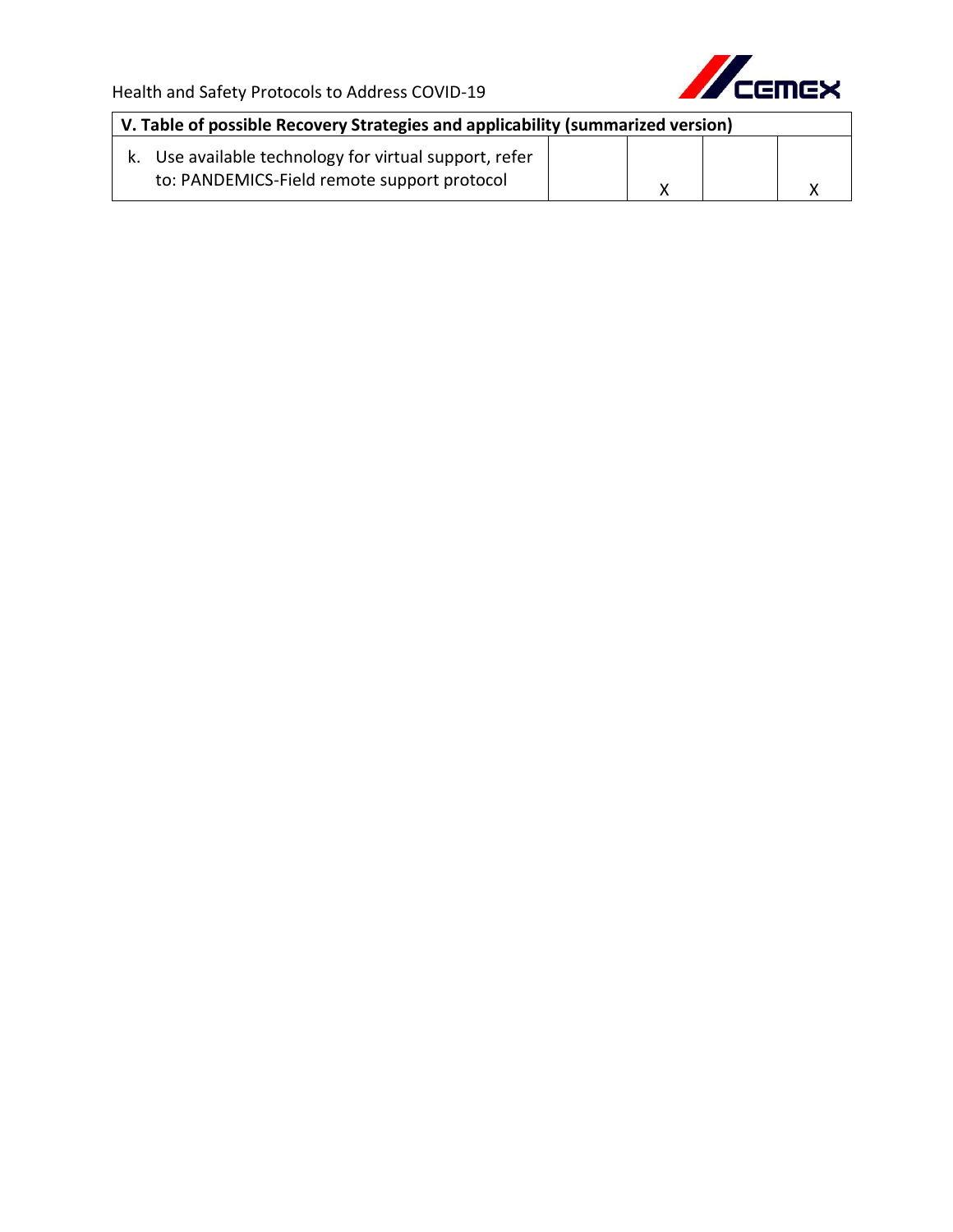| V. Table of possible Recovery Strategies and applicability (summarized version) | | | | |
|---|---|---|---|---|
| k. Use available technology for virtual support, refer to: PANDEMICS-Field remote support protocol | | X | | X |